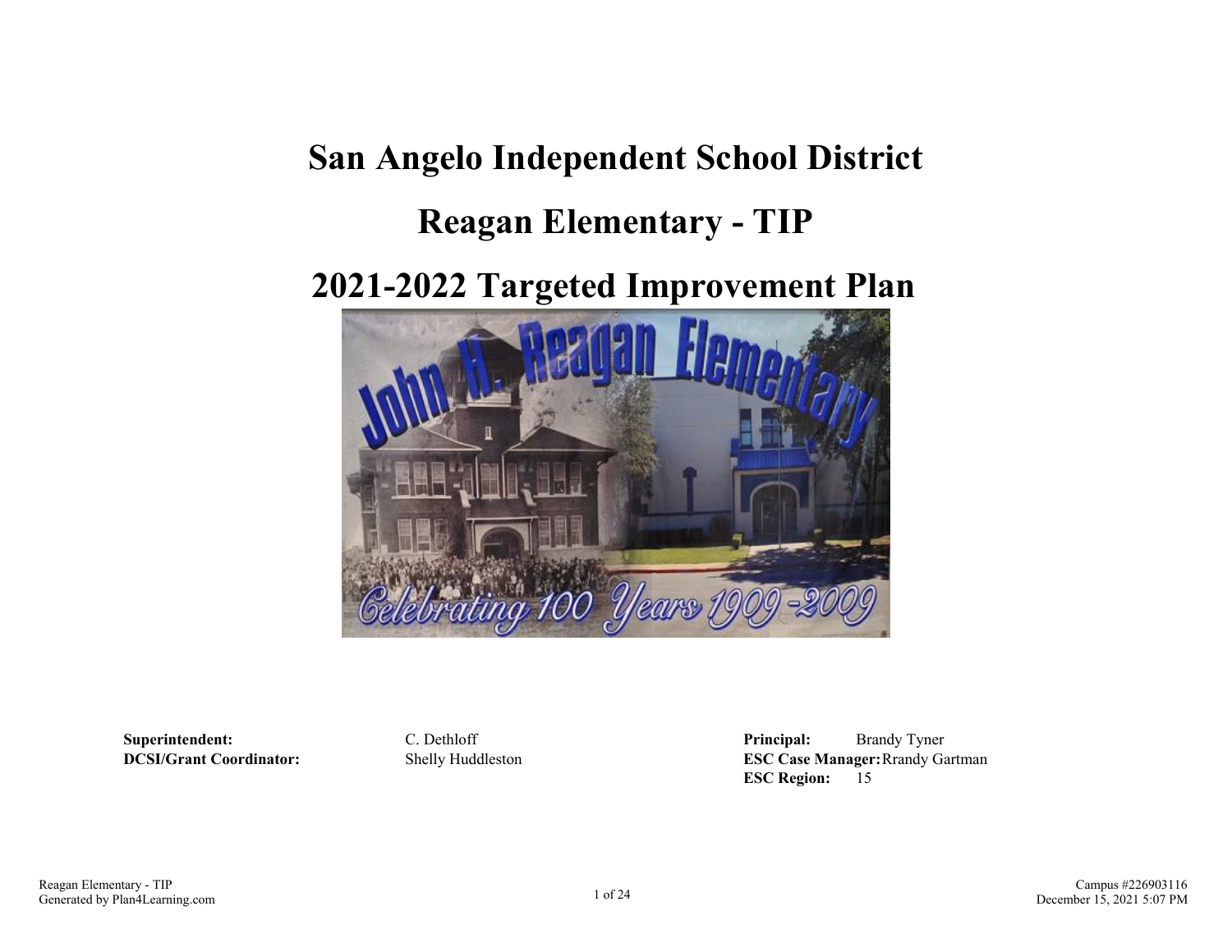# San Angelo Independent School District

# Reagan Elementary - TIP

# 2021-2022 Targeted Improvement Plan

**Superintendent:** C. Dethloff

**DCSI/Grant Coordinator:** Shelly Huddleston

**Principal:** Brandy Tyner

**ESC Case Manager:** Rrandy Gartman

**ESC Region:** 15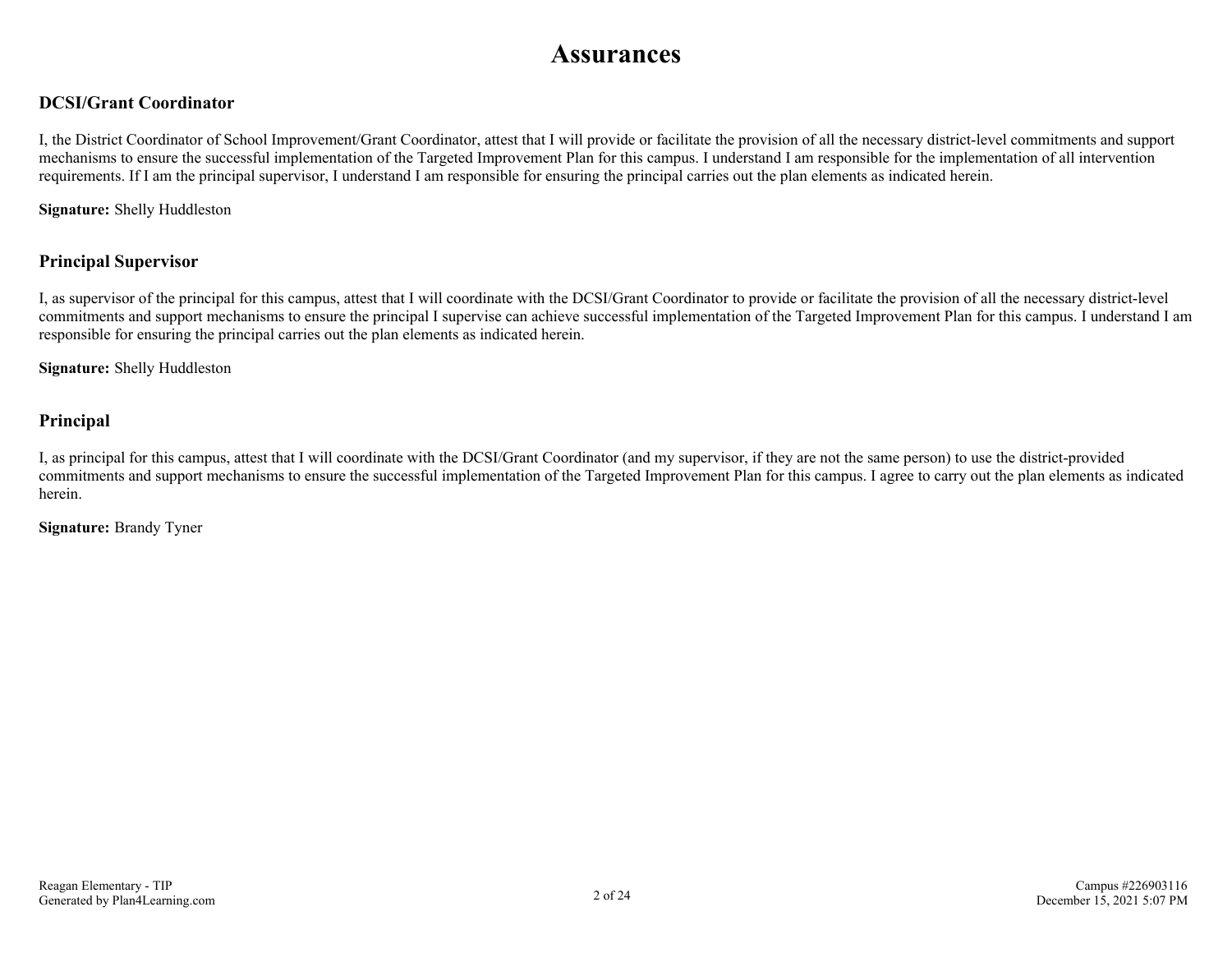# Assurances

## DCSI/Grant Coordinator

I, the District Coordinator of School Improvement/Grant Coordinator, attest that I will provide or facilitate the provision of all the necessary district-level commitments and support mechanisms to ensure the successful implementation of the Targeted Improvement Plan for this campus. I understand I am responsible for the implementation of all intervention requirements. If I am the principal supervisor, I understand I am responsible for ensuring the principal carries out the plan elements as indicated herein.

**Signature:** Shelly Huddleston

## Principal Supervisor

I, as supervisor of the principal for this campus, attest that I will coordinate with the DCSI/Grant Coordinator to provide or facilitate the provision of all the necessary district-level commitments and support mechanisms to ensure the principal I supervise can achieve successful implementation of the Targeted Improvement Plan for this campus. I understand I am responsible for ensuring the principal carries out the plan elements as indicated herein.

**Signature:** Shelly Huddleston

## Principal

I, as principal for this campus, attest that I will coordinate with the DCSI/Grant Coordinator (and my supervisor, if they are not the same person) to use the district-provided commitments and support mechanisms to ensure the successful implementation of the Targeted Improvement Plan for this campus. I agree to carry out the plan elements as indicated herein.

**Signature:** Brandy Tyner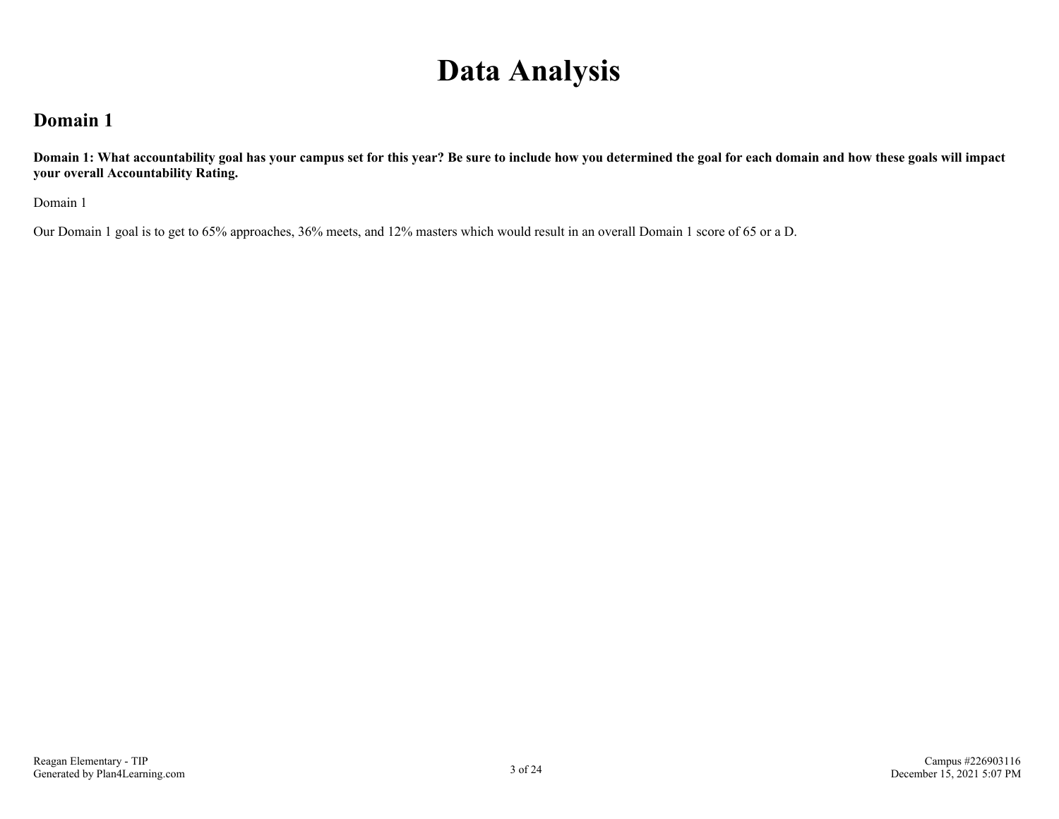# Data Analysis

## Domain 1

**Domain 1: What accountability goal has your campus set for this year? Be sure to include how you determined the goal for each domain and how these goals will impact your overall Accountability Rating.**

Domain 1

Our Domain 1 goal is to get to 65% approaches, 36% meets, and 12% masters which would result in an overall Domain 1 score of 65 or a D.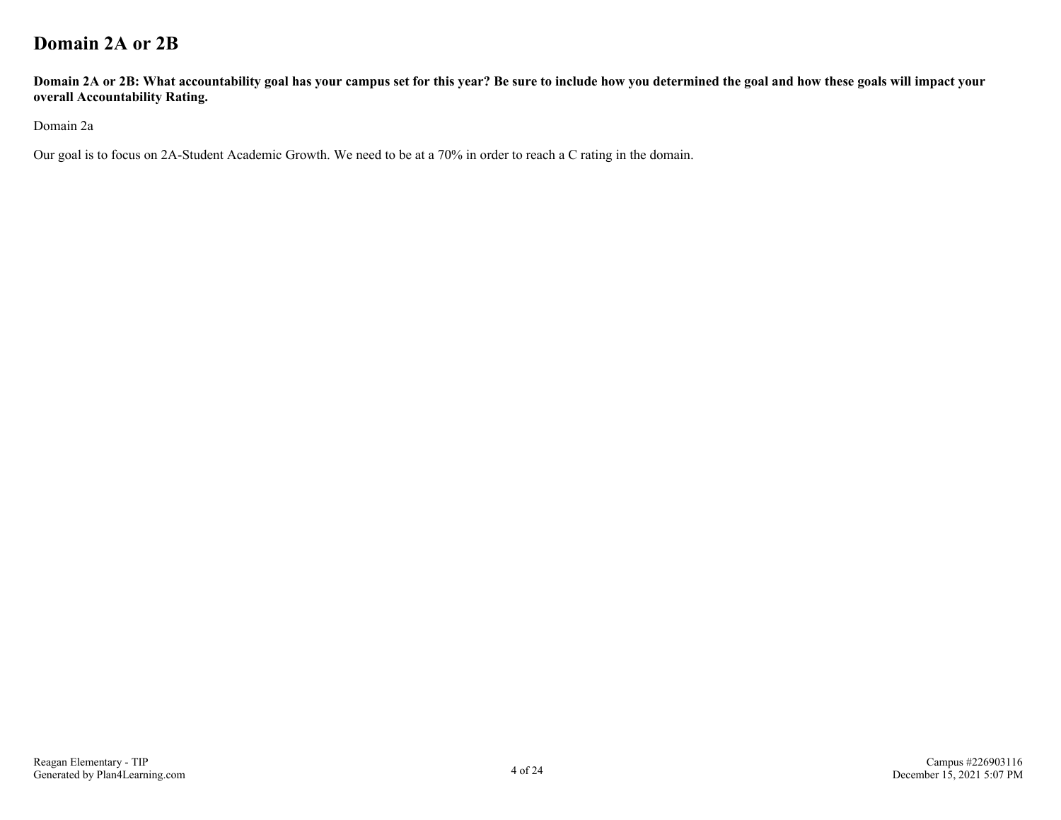# Domain 2A or 2B

**Domain 2A or 2B: What accountability goal has your campus set for this year? Be sure to include how you determined the goal and how these goals will impact your overall Accountability Rating.**

Domain 2a

Our goal is to focus on 2A-Student Academic Growth. We need to be at a 70% in order to reach a C rating in the domain.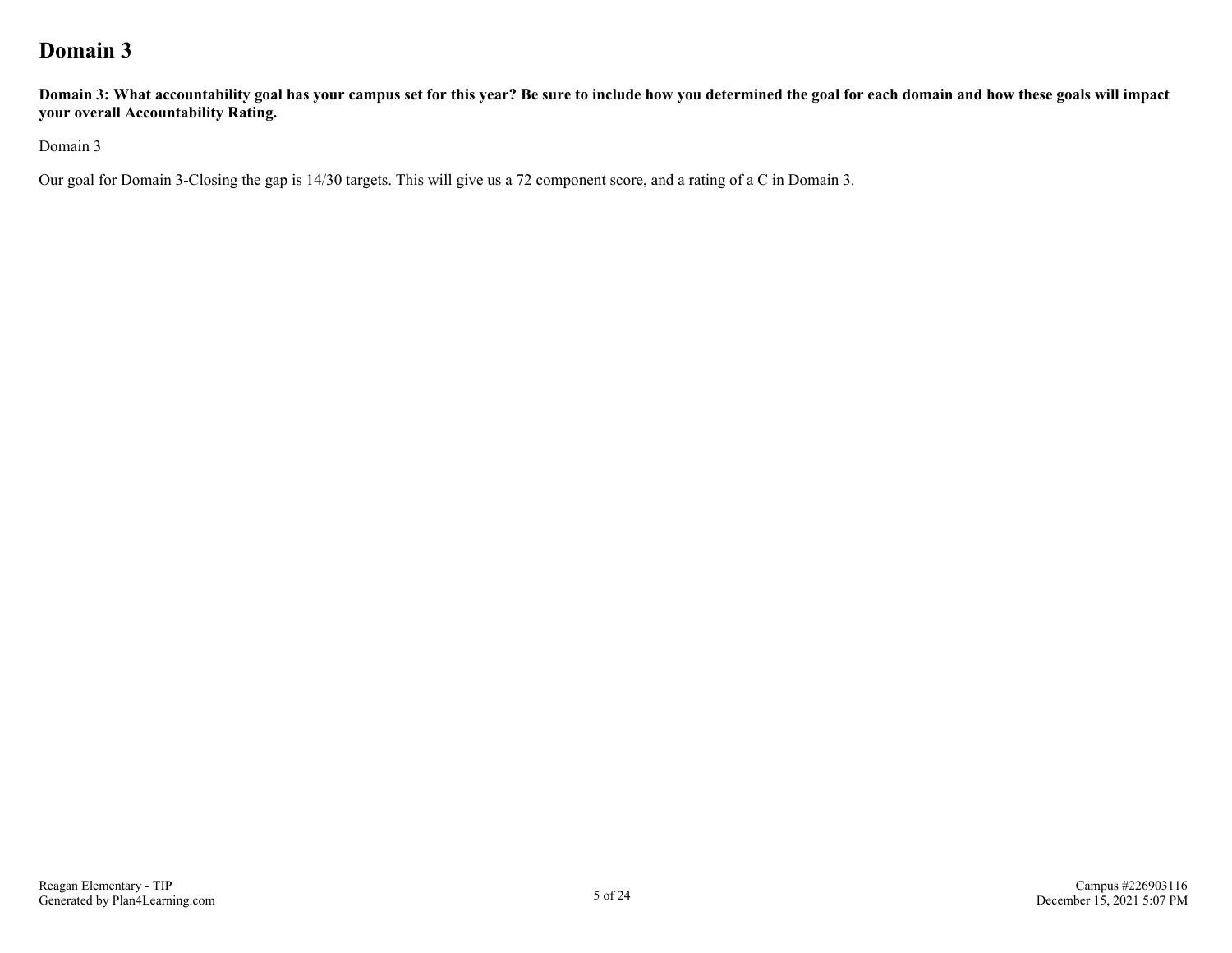# Domain 3

**Domain 3: What accountability goal has your campus set for this year? Be sure to include how you determined the goal for each domain and how these goals will impact your overall Accountability Rating.**

Domain 3

Our goal for Domain 3-Closing the gap is 14/30 targets. This will give us a 72 component score, and a rating of a C in Domain 3.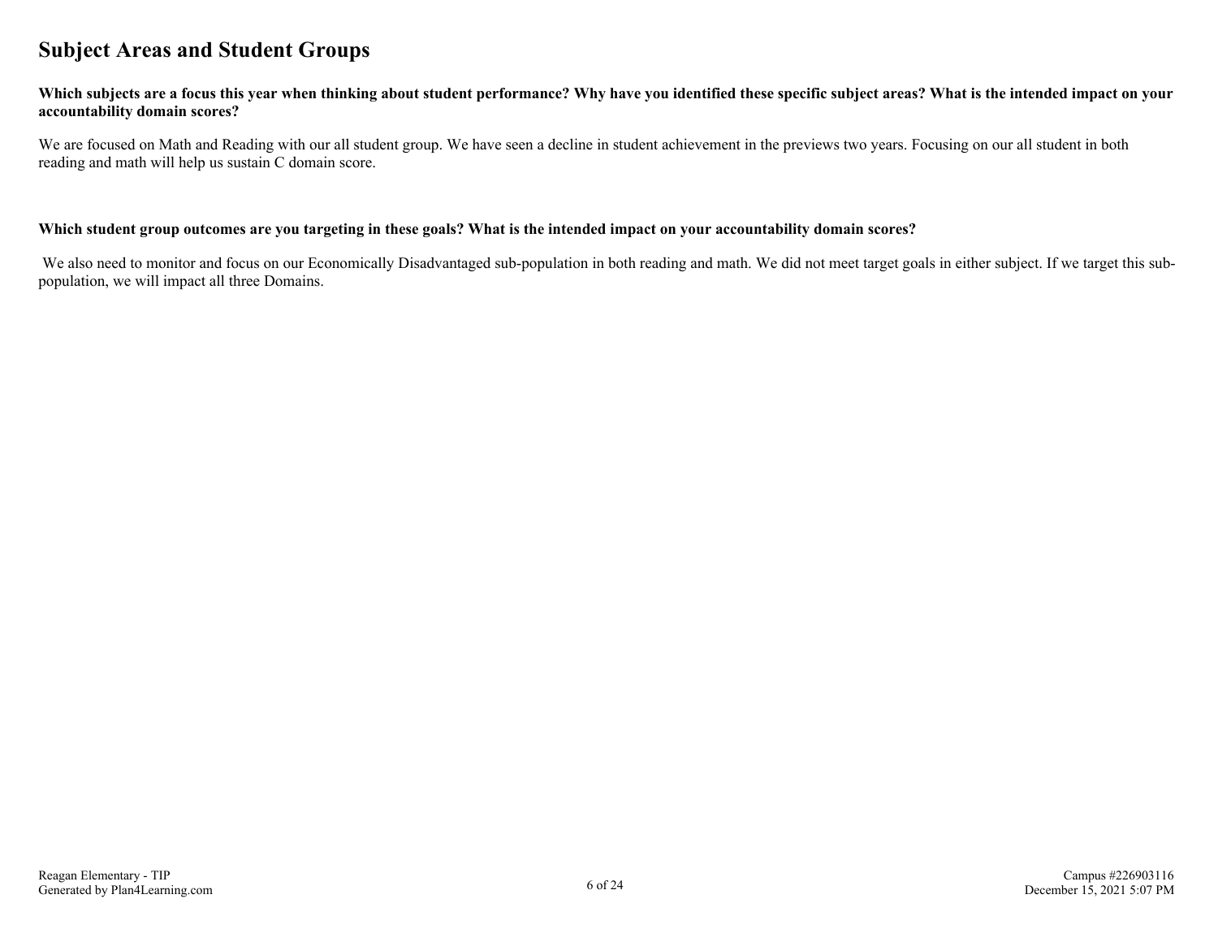## Subject Areas and Student Groups

**Which subjects are a focus this year when thinking about student performance? Why have you identified these specific subject areas? What is the intended impact on your accountability domain scores?**

We are focused on Math and Reading with our all student group. We have seen a decline in student achievement in the previews two years. Focusing on our all student in both reading and math will help us sustain C domain score.

**Which student group outcomes are you targeting in these goals? What is the intended impact on your accountability domain scores?**

We also need to monitor and focus on our Economically Disadvantaged sub-population in both reading and math. We did not meet target goals in either subject. If we target this sub-population, we will impact all three Domains.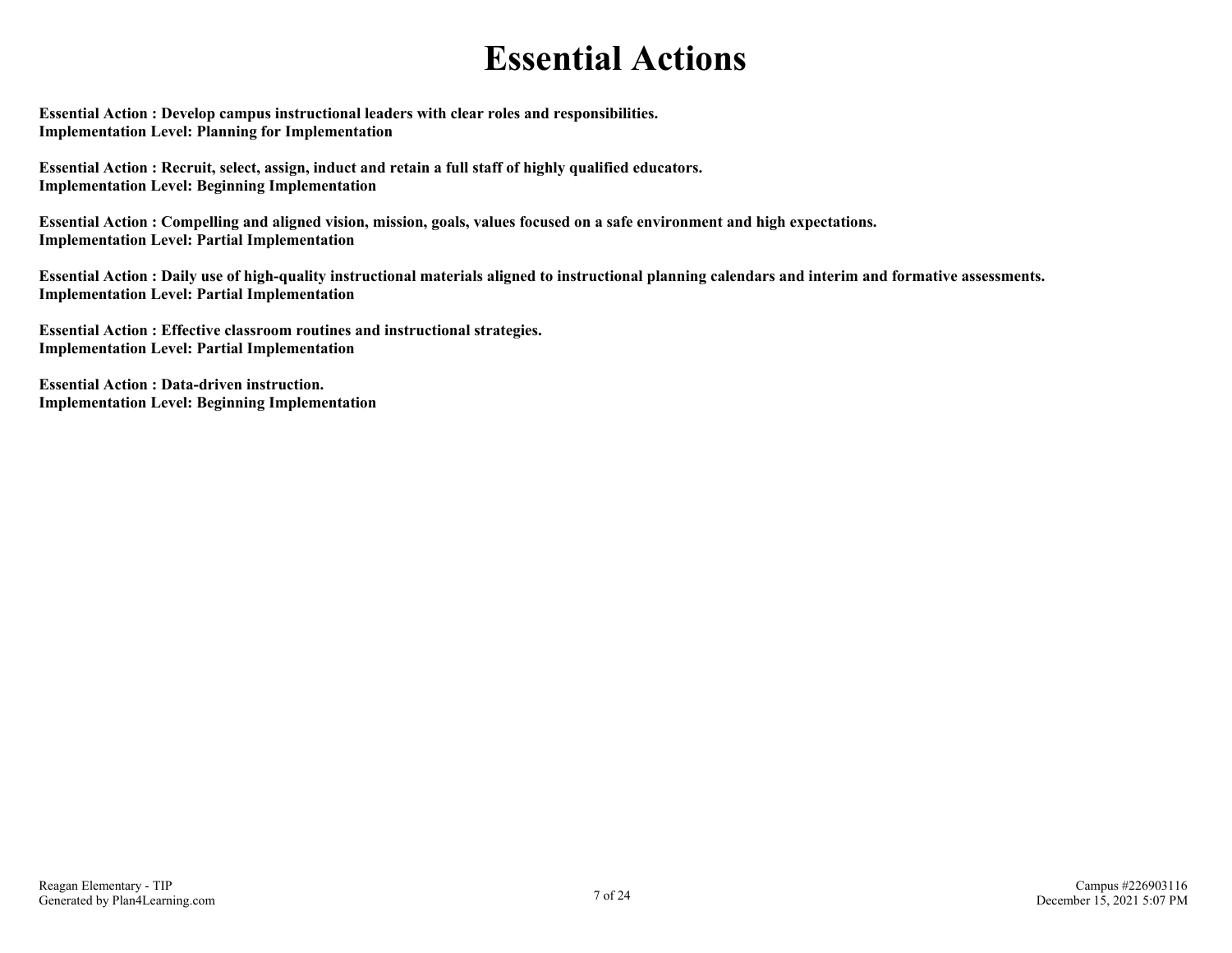# Essential Actions

**Essential Action : Develop campus instructional leaders with clear roles and responsibilities.**
**Implementation Level: Planning for Implementation**

**Essential Action : Recruit, select, assign, induct and retain a full staff of highly qualified educators.**
**Implementation Level: Beginning Implementation**

**Essential Action : Compelling and aligned vision, mission, goals, values focused on a safe environment and high expectations.**
**Implementation Level: Partial Implementation**

**Essential Action : Daily use of high-quality instructional materials aligned to instructional planning calendars and interim and formative assessments.**
**Implementation Level: Partial Implementation**

**Essential Action : Effective classroom routines and instructional strategies.**
**Implementation Level: Partial Implementation**

**Essential Action : Data-driven instruction.**
**Implementation Level: Beginning Implementation**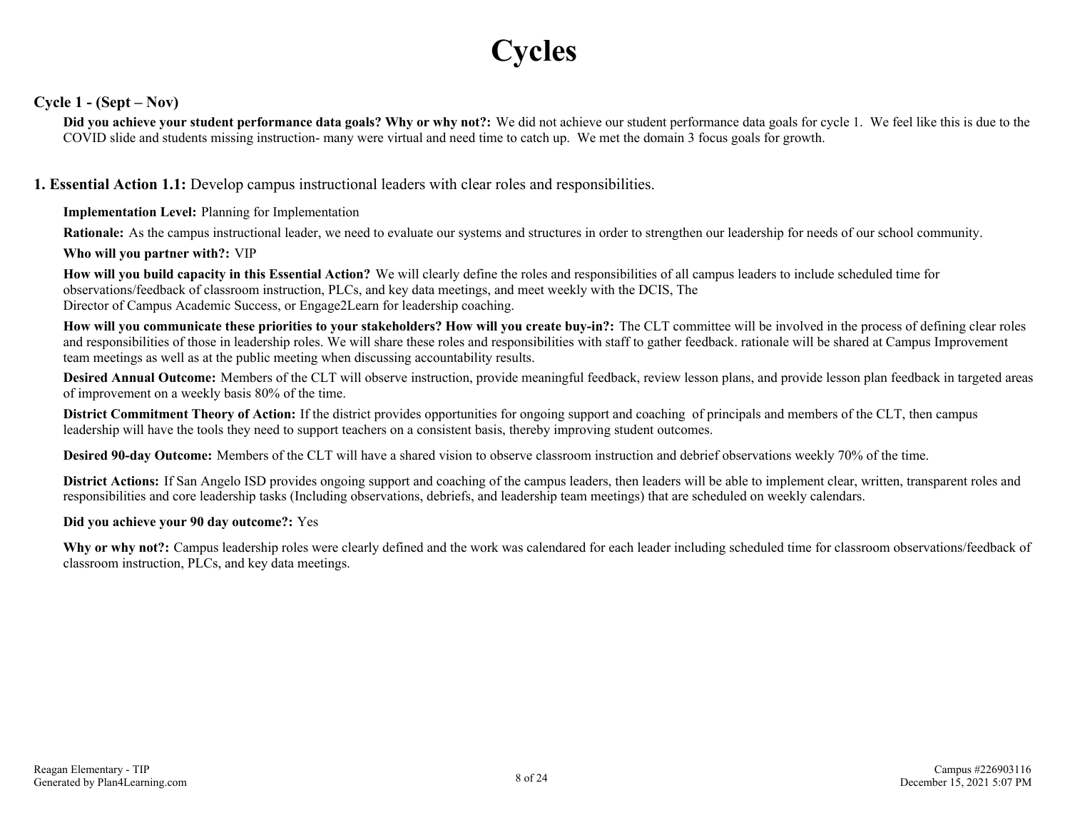# Cycles

## Cycle 1 - (Sept – Nov)

**Did you achieve your student performance data goals? Why or why not?:** We did not achieve our student performance data goals for cycle 1. We feel like this is due to the COVID slide and students missing instruction- many were virtual and need time to catch up. We met the domain 3 focus goals for growth.

### 1. Essential Action 1.1: Develop campus instructional leaders with clear roles and responsibilities.

**Implementation Level:** Planning for Implementation

**Rationale:** As the campus instructional leader, we need to evaluate our systems and structures in order to strengthen our leadership for needs of our school community.

**Who will you partner with?:** VIP

**How will you build capacity in this Essential Action?** We will clearly define the roles and responsibilities of all campus leaders to include scheduled time for observations/feedback of classroom instruction, PLCs, and key data meetings, and meet weekly with the DCIS, The Director of Campus Academic Success, or Engage2Learn for leadership coaching.

**How will you communicate these priorities to your stakeholders? How will you create buy-in?:** The CLT committee will be involved in the process of defining clear roles and responsibilities of those in leadership roles. We will share these roles and responsibilities with staff to gather feedback. rationale will be shared at Campus Improvement team meetings as well as at the public meeting when discussing accountability results.

**Desired Annual Outcome:** Members of the CLT will observe instruction, provide meaningful feedback, review lesson plans, and provide lesson plan feedback in targeted areas of improvement on a weekly basis 80% of the time.

**District Commitment Theory of Action:** If the district provides opportunities for ongoing support and coaching of principals and members of the CLT, then campus leadership will have the tools they need to support teachers on a consistent basis, thereby improving student outcomes.

**Desired 90-day Outcome:** Members of the CLT will have a shared vision to observe classroom instruction and debrief observations weekly 70% of the time.

**District Actions:** If San Angelo ISD provides ongoing support and coaching of the campus leaders, then leaders will be able to implement clear, written, transparent roles and responsibilities and core leadership tasks (Including observations, debriefs, and leadership team meetings) that are scheduled on weekly calendars.

**Did you achieve your 90 day outcome?:** Yes

**Why or why not?:** Campus leadership roles were clearly defined and the work was calendared for each leader including scheduled time for classroom observations/feedback of classroom instruction, PLCs, and key data meetings.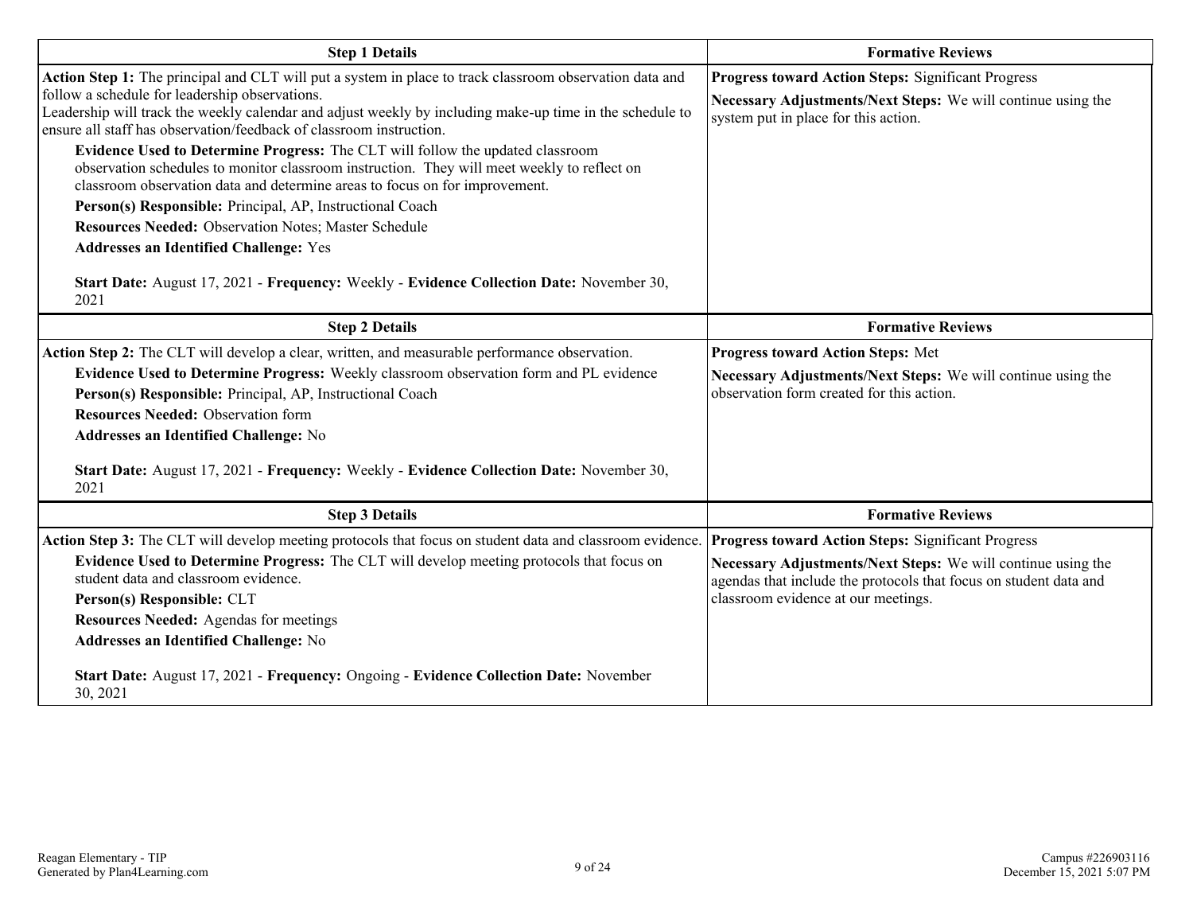| Step 1 Details | Formative Reviews |
|---|---|
| **Action Step 1:** The principal and CLT will put a system in place to track classroom observation data and follow a schedule for leadership observations.<br>Leadership will track the weekly calendar and adjust weekly by including make-up time in the schedule to ensure all staff has observation/feedback of classroom instruction.<br>**Evidence Used to Determine Progress:** The CLT will follow the updated classroom observation schedules to monitor classroom instruction. They will meet weekly to reflect on classroom observation data and determine areas to focus on for improvement.<br>**Person(s) Responsible:** Principal, AP, Instructional Coach<br>**Resources Needed:** Observation Notes; Master Schedule<br>**Addresses an Identified Challenge:** Yes<br><br>**Start Date:** August 17, 2021 - **Frequency:** Weekly - **Evidence Collection Date:** November 30, 2021 | **Progress toward Action Steps:** Significant Progress<br>**Necessary Adjustments/Next Steps:** We will continue using the system put in place for this action. |

| Step 2 Details | Formative Reviews |
|---|---|
| **Action Step 2:** The CLT will develop a clear, written, and measurable performance observation.<br>**Evidence Used to Determine Progress:** Weekly classroom observation form and PL evidence<br>**Person(s) Responsible:** Principal, AP, Instructional Coach<br>**Resources Needed:** Observation form<br>**Addresses an Identified Challenge:** No<br><br>**Start Date:** August 17, 2021 - **Frequency:** Weekly - **Evidence Collection Date:** November 30, 2021 | **Progress toward Action Steps:** Met<br>**Necessary Adjustments/Next Steps:** We will continue using the observation form created for this action. |

| Step 3 Details | Formative Reviews |
|---|---|
| **Action Step 3:** The CLT will develop meeting protocols that focus on student data and classroom evidence.<br>**Evidence Used to Determine Progress:** The CLT will develop meeting protocols that focus on student data and classroom evidence.<br>**Person(s) Responsible:** CLT<br>**Resources Needed:** Agendas for meetings<br>**Addresses an Identified Challenge:** No<br><br>**Start Date:** August 17, 2021 - **Frequency:** Ongoing - **Evidence Collection Date:** November 30, 2021 | **Progress toward Action Steps:** Significant Progress<br>**Necessary Adjustments/Next Steps:** We will continue using the agendas that include the protocols that focus on student data and classroom evidence at our meetings. |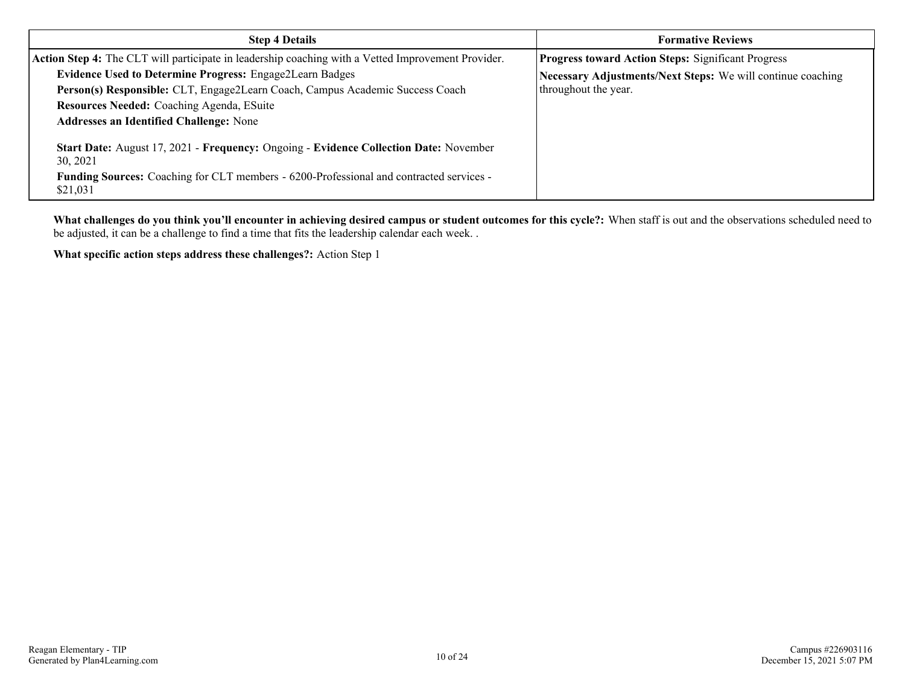| Step 4 Details | Formative Reviews |
|---|---|
| **Action Step 4:** The CLT will participate in leadership coaching with a Vetted Improvement Provider.<br>**Evidence Used to Determine Progress:** Engage2Learn Badges<br>**Person(s) Responsible:** CLT, Engage2Learn Coach, Campus Academic Success Coach<br>**Resources Needed:** Coaching Agenda, ESuite<br>**Addresses an Identified Challenge:** None<br><br>**Start Date:** August 17, 2021 - **Frequency:** Ongoing - **Evidence Collection Date:** November 30, 2021<br>**Funding Sources:** Coaching for CLT members - 6200-Professional and contracted services - $21,031 | **Progress toward Action Steps:** Significant Progress<br>**Necessary Adjustments/Next Steps:** We will continue coaching throughout the year. |

**What challenges do you think you'll encounter in achieving desired campus or student outcomes for this cycle?:** When staff is out and the observations scheduled need to be adjusted, it can be a challenge to find a time that fits the leadership calendar each week. .

**What specific action steps address these challenges?:** Action Step 1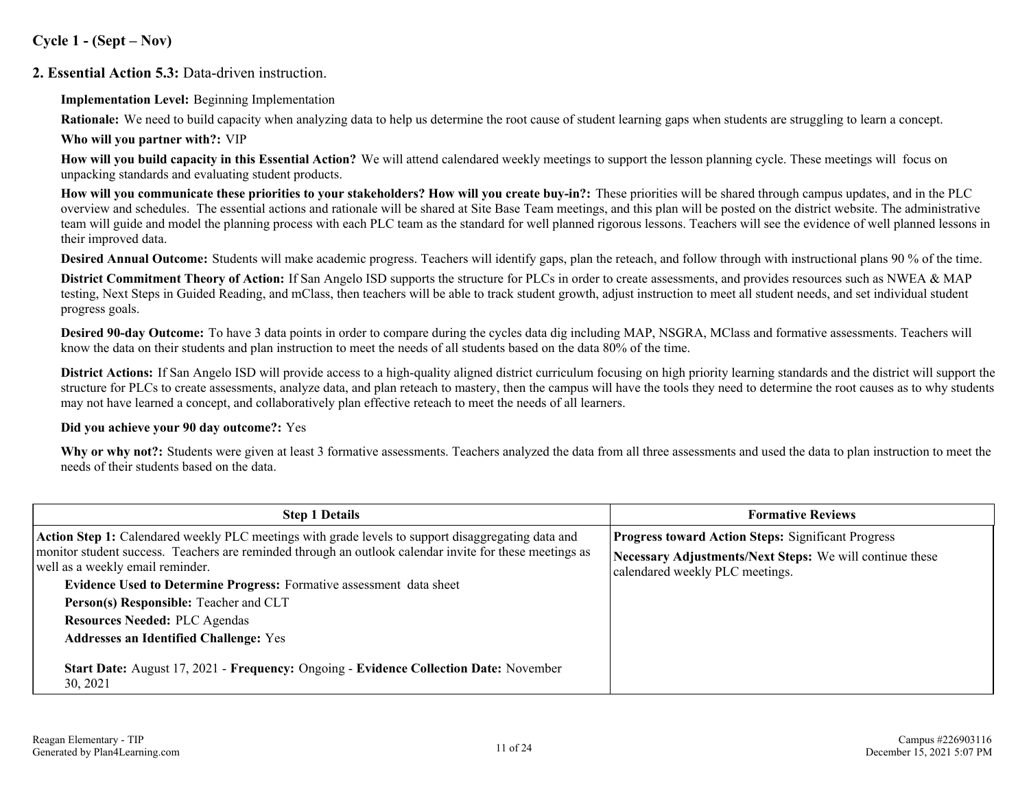## Cycle 1 - (Sept – Nov)

### 2. Essential Action 5.3: Data-driven instruction.

**Implementation Level:** Beginning Implementation

**Rationale:** We need to build capacity when analyzing data to help us determine the root cause of student learning gaps when students are struggling to learn a concept.

**Who will you partner with?:** VIP

**How will you build capacity in this Essential Action?** We will attend calendared weekly meetings to support the lesson planning cycle. These meetings will focus on unpacking standards and evaluating student products.

**How will you communicate these priorities to your stakeholders? How will you create buy-in?:** These priorities will be shared through campus updates, and in the PLC overview and schedules. The essential actions and rationale will be shared at Site Base Team meetings, and this plan will be posted on the district website. The administrative team will guide and model the planning process with each PLC team as the standard for well planned rigorous lessons. Teachers will see the evidence of well planned lessons in their improved data.

**Desired Annual Outcome:** Students will make academic progress. Teachers will identify gaps, plan the reteach, and follow through with instructional plans 90 % of the time.

**District Commitment Theory of Action:** If San Angelo ISD supports the structure for PLCs in order to create assessments, and provides resources such as NWEA & MAP testing, Next Steps in Guided Reading, and mClass, then teachers will be able to track student growth, adjust instruction to meet all student needs, and set individual student progress goals.

**Desired 90-day Outcome:** To have 3 data points in order to compare during the cycles data dig including MAP, NSGRA, MClass and formative assessments. Teachers will know the data on their students and plan instruction to meet the needs of all students based on the data 80% of the time.

**District Actions:** If San Angelo ISD will provide access to a high-quality aligned district curriculum focusing on high priority learning standards and the district will support the structure for PLCs to create assessments, analyze data, and plan reteach to mastery, then the campus will have the tools they need to determine the root causes as to why students may not have learned a concept, and collaboratively plan effective reteach to meet the needs of all learners.

**Did you achieve your 90 day outcome?:** Yes

**Why or why not?:** Students were given at least 3 formative assessments. Teachers analyzed the data from all three assessments and used the data to plan instruction to meet the needs of their students based on the data.

| Step 1 Details | Formative Reviews |
| --- | --- |
| **Action Step 1:** Calendared weekly PLC meetings with grade levels to support disaggregating data and monitor student success. Teachers are reminded through an outlook calendar invite for these meetings as well as a weekly email reminder.<br>**Evidence Used to Determine Progress:** Formative assessment data sheet<br>**Person(s) Responsible:** Teacher and CLT<br>**Resources Needed:** PLC Agendas<br>**Addresses an Identified Challenge:** Yes<br>**Start Date:** August 17, 2021 - **Frequency:** Ongoing - **Evidence Collection Date:** November 30, 2021 | **Progress toward Action Steps:** Significant Progress<br>**Necessary Adjustments/Next Steps:** We will continue these calendared weekly PLC meetings. |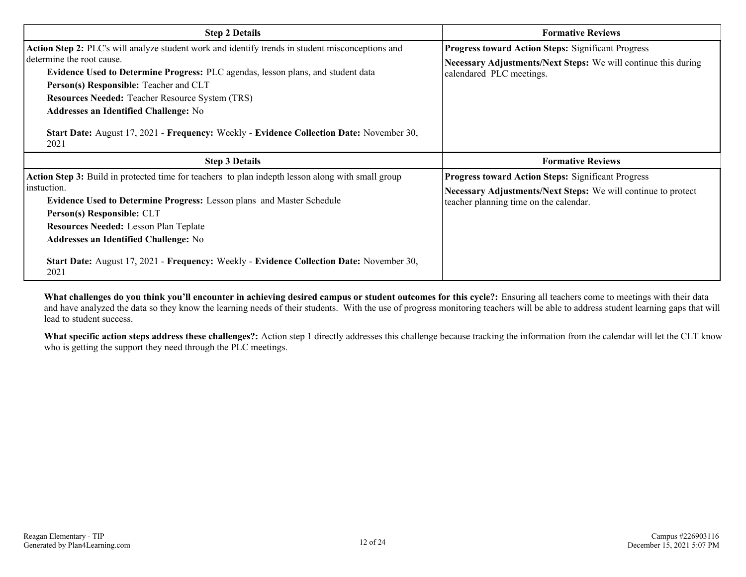| Step 2 Details | Formative Reviews |
|---|---|
| **Action Step 2:** PLC's will analyze student work and identify trends in student misconceptions and determine the root cause.<br>**Evidence Used to Determine Progress:** PLC agendas, lesson plans, and student data<br>**Person(s) Responsible:** Teacher and CLT<br>**Resources Needed:** Teacher Resource System (TRS)<br>**Addresses an Identified Challenge:** No<br><br>**Start Date:** August 17, 2021 - **Frequency:** Weekly - **Evidence Collection Date:** November 30, 2021 | **Progress toward Action Steps:** Significant Progress<br>**Necessary Adjustments/Next Steps:** We will continue this during calendared PLC meetings. |

| Step 3 Details | Formative Reviews |
|---|---|
| **Action Step 3:** Build in protected time for teachers to plan indepth lesson along with small group instuction.<br>**Evidence Used to Determine Progress:** Lesson plans and Master Schedule<br>**Person(s) Responsible:** CLT<br>**Resources Needed:** Lesson Plan Teplate<br>**Addresses an Identified Challenge:** No<br><br>**Start Date:** August 17, 2021 - **Frequency:** Weekly - **Evidence Collection Date:** November 30, 2021 | **Progress toward Action Steps:** Significant Progress<br>**Necessary Adjustments/Next Steps:** We will continue to protect teacher planning time on the calendar. |

**What challenges do you think you'll encounter in achieving desired campus or student outcomes for this cycle?:** Ensuring all teachers come to meetings with their data and have analyzed the data so they know the learning needs of their students. With the use of progress monitoring teachers will be able to address student learning gaps that will lead to student success.

**What specific action steps address these challenges?:** Action step 1 directly addresses this challenge because tracking the information from the calendar will let the CLT know who is getting the support they need through the PLC meetings.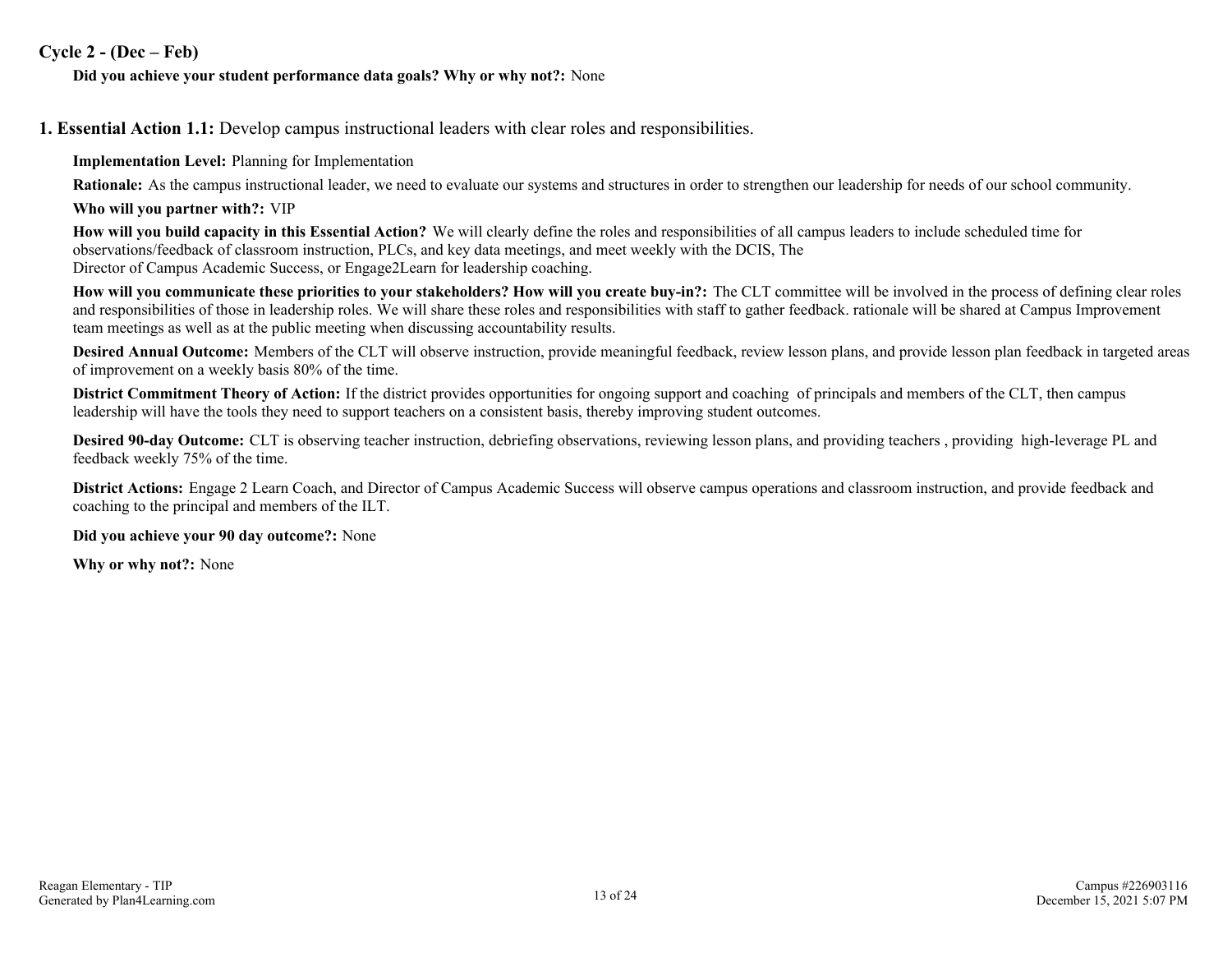## Cycle 2 - (Dec – Feb)

**Did you achieve your student performance data goals? Why or why not?:** None

### 1. Essential Action 1.1: Develop campus instructional leaders with clear roles and responsibilities.

**Implementation Level:** Planning for Implementation

**Rationale:** As the campus instructional leader, we need to evaluate our systems and structures in order to strengthen our leadership for needs of our school community.

**Who will you partner with?:** VIP

**How will you build capacity in this Essential Action?** We will clearly define the roles and responsibilities of all campus leaders to include scheduled time for observations/feedback of classroom instruction, PLCs, and key data meetings, and meet weekly with the DCIS, The Director of Campus Academic Success, or Engage2Learn for leadership coaching.

**How will you communicate these priorities to your stakeholders? How will you create buy-in?:** The CLT committee will be involved in the process of defining clear roles and responsibilities of those in leadership roles. We will share these roles and responsibilities with staff to gather feedback. rationale will be shared at Campus Improvement team meetings as well as at the public meeting when discussing accountability results.

**Desired Annual Outcome:** Members of the CLT will observe instruction, provide meaningful feedback, review lesson plans, and provide lesson plan feedback in targeted areas of improvement on a weekly basis 80% of the time.

**District Commitment Theory of Action:** If the district provides opportunities for ongoing support and coaching of principals and members of the CLT, then campus leadership will have the tools they need to support teachers on a consistent basis, thereby improving student outcomes.

**Desired 90-day Outcome:** CLT is observing teacher instruction, debriefing observations, reviewing lesson plans, and providing teachers , providing high-leverage PL and feedback weekly 75% of the time.

**District Actions:** Engage 2 Learn Coach, and Director of Campus Academic Success will observe campus operations and classroom instruction, and provide feedback and coaching to the principal and members of the ILT.

**Did you achieve your 90 day outcome?:** None

**Why or why not?:** None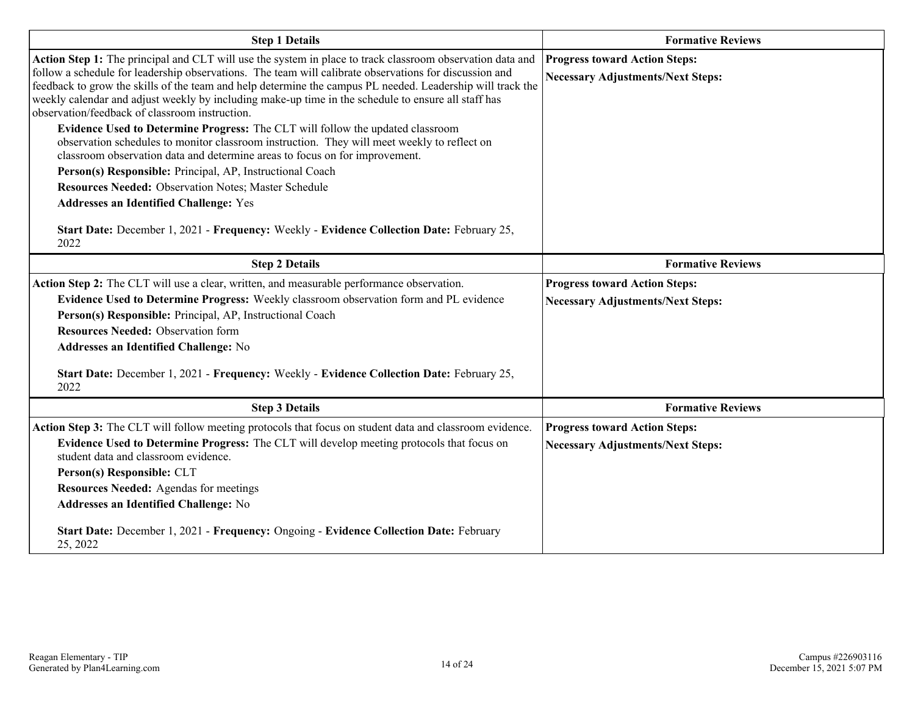| Step 1 Details | Formative Reviews |
|---|---|
| **Action Step 1:** The principal and CLT will use the system in place to track classroom observation data and follow a schedule for leadership observations. The team will calibrate observations for discussion and feedback to grow the skills of the team and help determine the campus PL needed. Leadership will track the weekly calendar and adjust weekly by including make-up time in the schedule to ensure all staff has observation/feedback of classroom instruction.<br>**Evidence Used to Determine Progress:** The CLT will follow the updated classroom observation schedules to monitor classroom instruction. They will meet weekly to reflect on classroom observation data and determine areas to focus on for improvement.<br>**Person(s) Responsible:** Principal, AP, Instructional Coach<br>**Resources Needed:** Observation Notes; Master Schedule<br>**Addresses an Identified Challenge:** Yes<br><br>**Start Date:** December 1, 2021 - **Frequency:** Weekly - **Evidence Collection Date:** February 25, 2022 | **Progress toward Action Steps:**<br>**Necessary Adjustments/Next Steps:** |

| Step 2 Details | Formative Reviews |
|---|---|
| **Action Step 2:** The CLT will use a clear, written, and measurable performance observation.<br>**Evidence Used to Determine Progress:** Weekly classroom observation form and PL evidence<br>**Person(s) Responsible:** Principal, AP, Instructional Coach<br>**Resources Needed:** Observation form<br>**Addresses an Identified Challenge:** No<br><br>**Start Date:** December 1, 2021 - **Frequency:** Weekly - **Evidence Collection Date:** February 25, 2022 | **Progress toward Action Steps:**<br>**Necessary Adjustments/Next Steps:** |

| Step 3 Details | Formative Reviews |
|---|---|
| **Action Step 3:** The CLT will follow meeting protocols that focus on student data and classroom evidence.<br>**Evidence Used to Determine Progress:** The CLT will develop meeting protocols that focus on student data and classroom evidence.<br>**Person(s) Responsible:** CLT<br>**Resources Needed:** Agendas for meetings<br>**Addresses an Identified Challenge:** No<br><br>**Start Date:** December 1, 2021 - **Frequency:** Ongoing - **Evidence Collection Date:** February 25, 2022 | **Progress toward Action Steps:**<br>**Necessary Adjustments/Next Steps:** |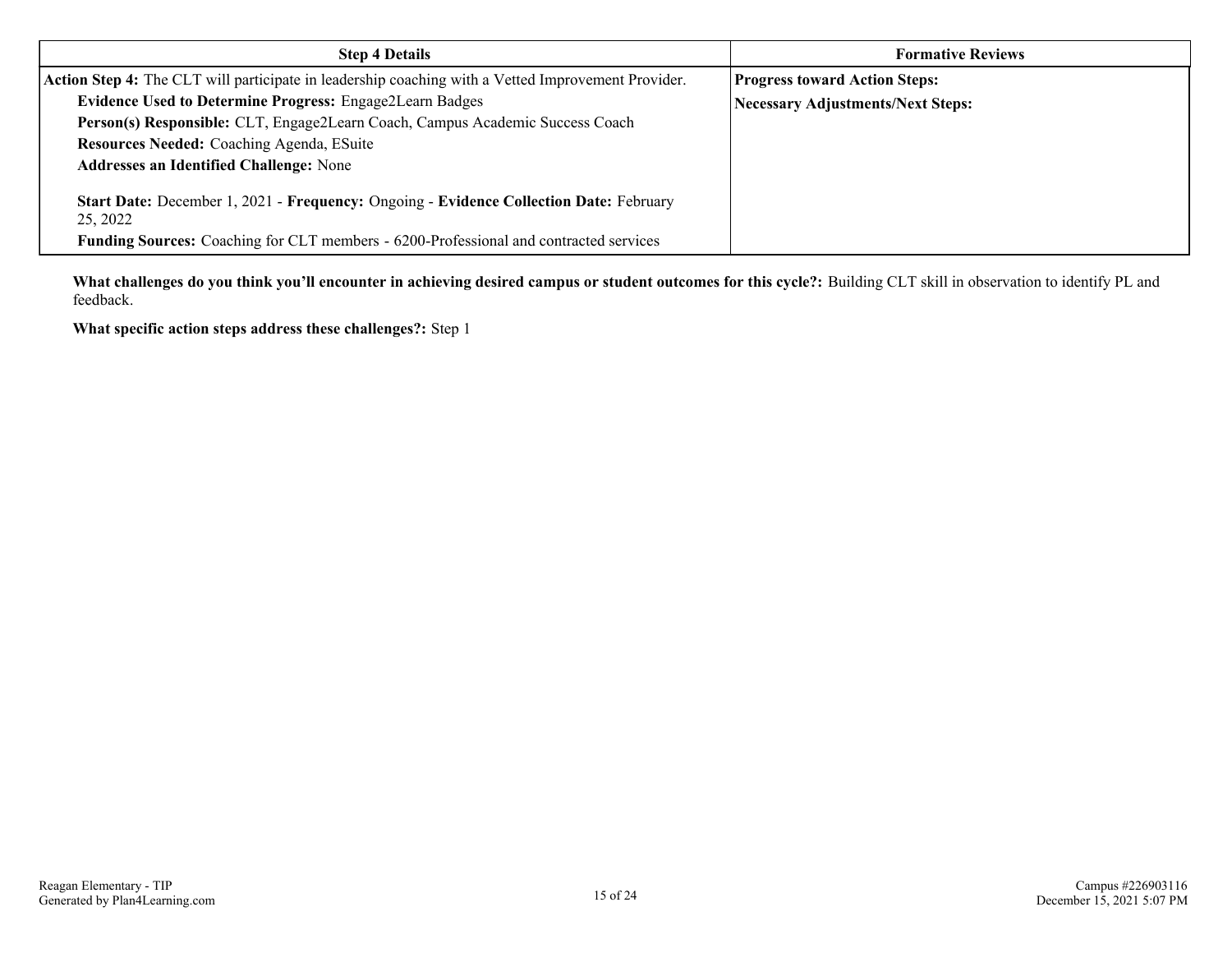| Step 4 Details | Formative Reviews |
|---|---|
| **Action Step 4:** The CLT will participate in leadership coaching with a Vetted Improvement Provider.<br>**Evidence Used to Determine Progress:** Engage2Learn Badges<br>**Person(s) Responsible:** CLT, Engage2Learn Coach, Campus Academic Success Coach<br>**Resources Needed:** Coaching Agenda, ESuite<br>**Addresses an Identified Challenge:** None<br><br>**Start Date:** December 1, 2021 - **Frequency:** Ongoing - **Evidence Collection Date:** February 25, 2022<br>**Funding Sources:** Coaching for CLT members - 6200-Professional and contracted services | **Progress toward Action Steps:**<br>**Necessary Adjustments/Next Steps:** |

**What challenges do you think you'll encounter in achieving desired campus or student outcomes for this cycle?:** Building CLT skill in observation to identify PL and feedback.

**What specific action steps address these challenges?:** Step 1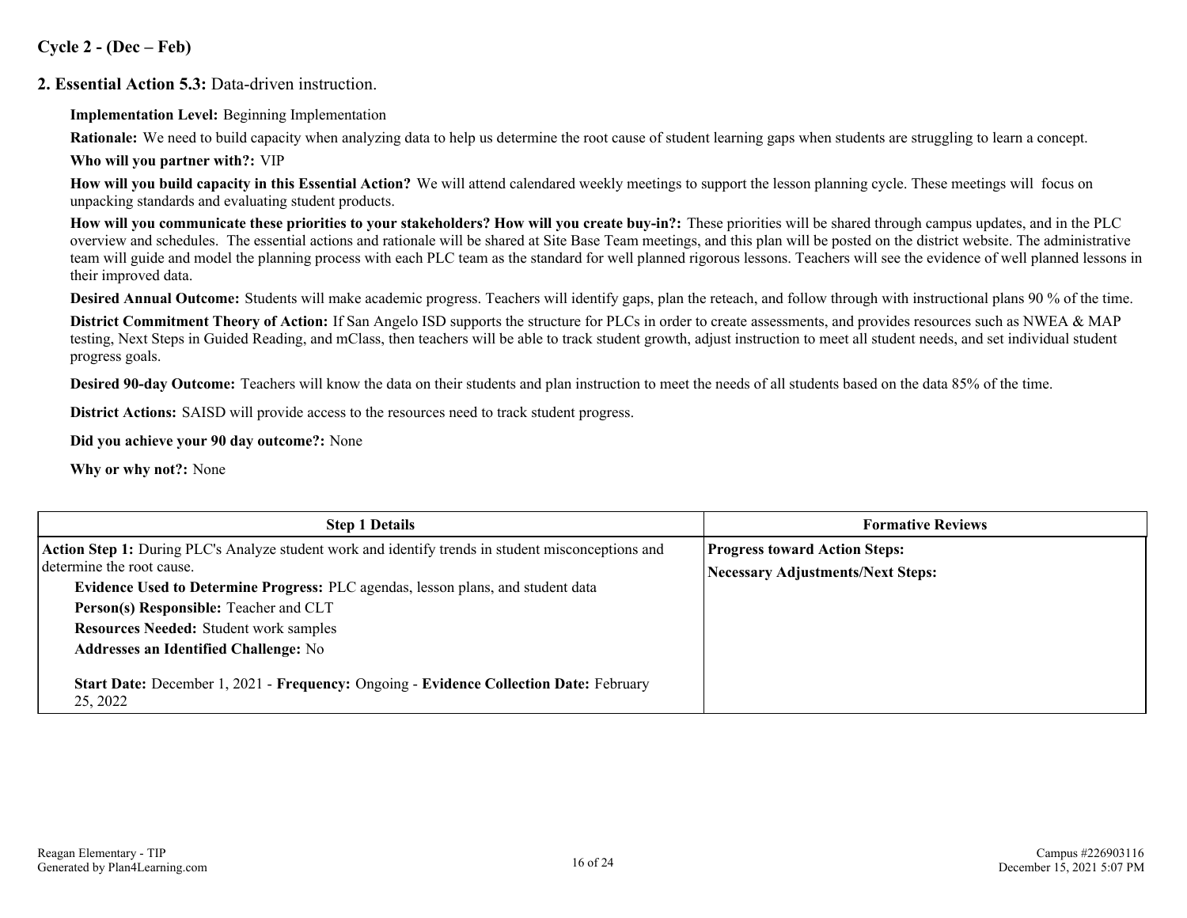## Cycle 2 - (Dec – Feb)

### 2. Essential Action 5.3: Data-driven instruction.

**Implementation Level:** Beginning Implementation

**Rationale:** We need to build capacity when analyzing data to help us determine the root cause of student learning gaps when students are struggling to learn a concept.

**Who will you partner with?:** VIP

**How will you build capacity in this Essential Action?** We will attend calendared weekly meetings to support the lesson planning cycle. These meetings will focus on unpacking standards and evaluating student products.

**How will you communicate these priorities to your stakeholders? How will you create buy-in?:** These priorities will be shared through campus updates, and in the PLC overview and schedules. The essential actions and rationale will be shared at Site Base Team meetings, and this plan will be posted on the district website. The administrative team will guide and model the planning process with each PLC team as the standard for well planned rigorous lessons. Teachers will see the evidence of well planned lessons in their improved data.

**Desired Annual Outcome:** Students will make academic progress. Teachers will identify gaps, plan the reteach, and follow through with instructional plans 90 % of the time.

**District Commitment Theory of Action:** If San Angelo ISD supports the structure for PLCs in order to create assessments, and provides resources such as NWEA & MAP testing, Next Steps in Guided Reading, and mClass, then teachers will be able to track student growth, adjust instruction to meet all student needs, and set individual student progress goals.

**Desired 90-day Outcome:** Teachers will know the data on their students and plan instruction to meet the needs of all students based on the data 85% of the time.

**District Actions:** SAISD will provide access to the resources need to track student progress.

**Did you achieve your 90 day outcome?:** None

**Why or why not?:** None

| Step 1 Details | Formative Reviews |
|---|---|
| **Action Step 1:** During PLC's Analyze student work and identify trends in student misconceptions and determine the root cause.<br>**Evidence Used to Determine Progress:** PLC agendas, lesson plans, and student data<br>**Person(s) Responsible:** Teacher and CLT<br>**Resources Needed:** Student work samples<br>**Addresses an Identified Challenge:** No<br><br>**Start Date:** December 1, 2021 - **Frequency:** Ongoing - **Evidence Collection Date:** February 25, 2022 | **Progress toward Action Steps:**<br>**Necessary Adjustments/Next Steps:** |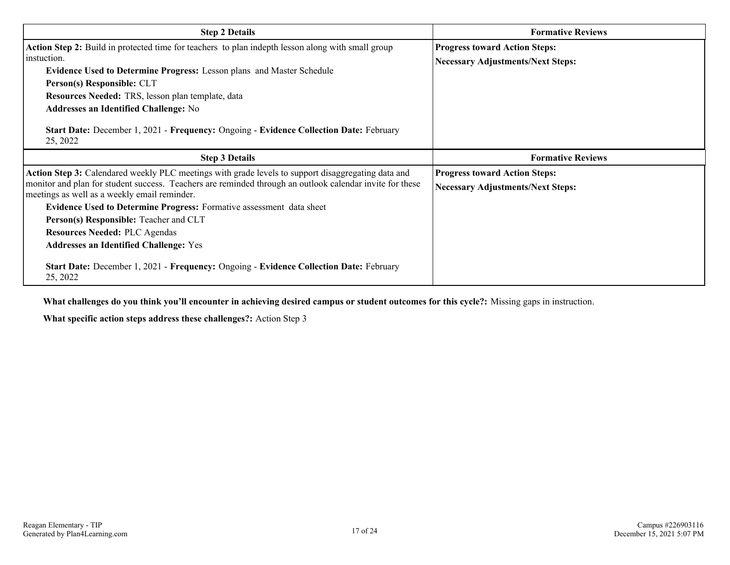| Step 2 Details | Formative Reviews |
|---|---|
| **Action Step 2:** Build in protected time for teachers to plan indepth lesson along with small group instuction.<br>**Evidence Used to Determine Progress:** Lesson plans and Master Schedule<br>**Person(s) Responsible:** CLT<br>**Resources Needed:** TRS, lesson plan template, data<br>**Addresses an Identified Challenge:** No<br><br>**Start Date:** December 1, 2021 - **Frequency:** Ongoing - **Evidence Collection Date:** February 25, 2022 | **Progress toward Action Steps:**<br>**Necessary Adjustments/Next Steps:** |

| Step 3 Details | Formative Reviews |
|---|---|
| **Action Step 3:** Calendared weekly PLC meetings with grade levels to support disaggregating data and monitor and plan for student success. Teachers are reminded through an outlook calendar invite for these meetings as well as a weekly email reminder.<br>**Evidence Used to Determine Progress:** Formative assessment data sheet<br>**Person(s) Responsible:** Teacher and CLT<br>**Resources Needed:** PLC Agendas<br>**Addresses an Identified Challenge:** Yes<br><br>**Start Date:** December 1, 2021 - **Frequency:** Ongoing - **Evidence Collection Date:** February 25, 2022 | **Progress toward Action Steps:**<br>**Necessary Adjustments/Next Steps:** |

**What challenges do you think you'll encounter in achieving desired campus or student outcomes for this cycle?:** Missing gaps in instruction.

**What specific action steps address these challenges?:** Action Step 3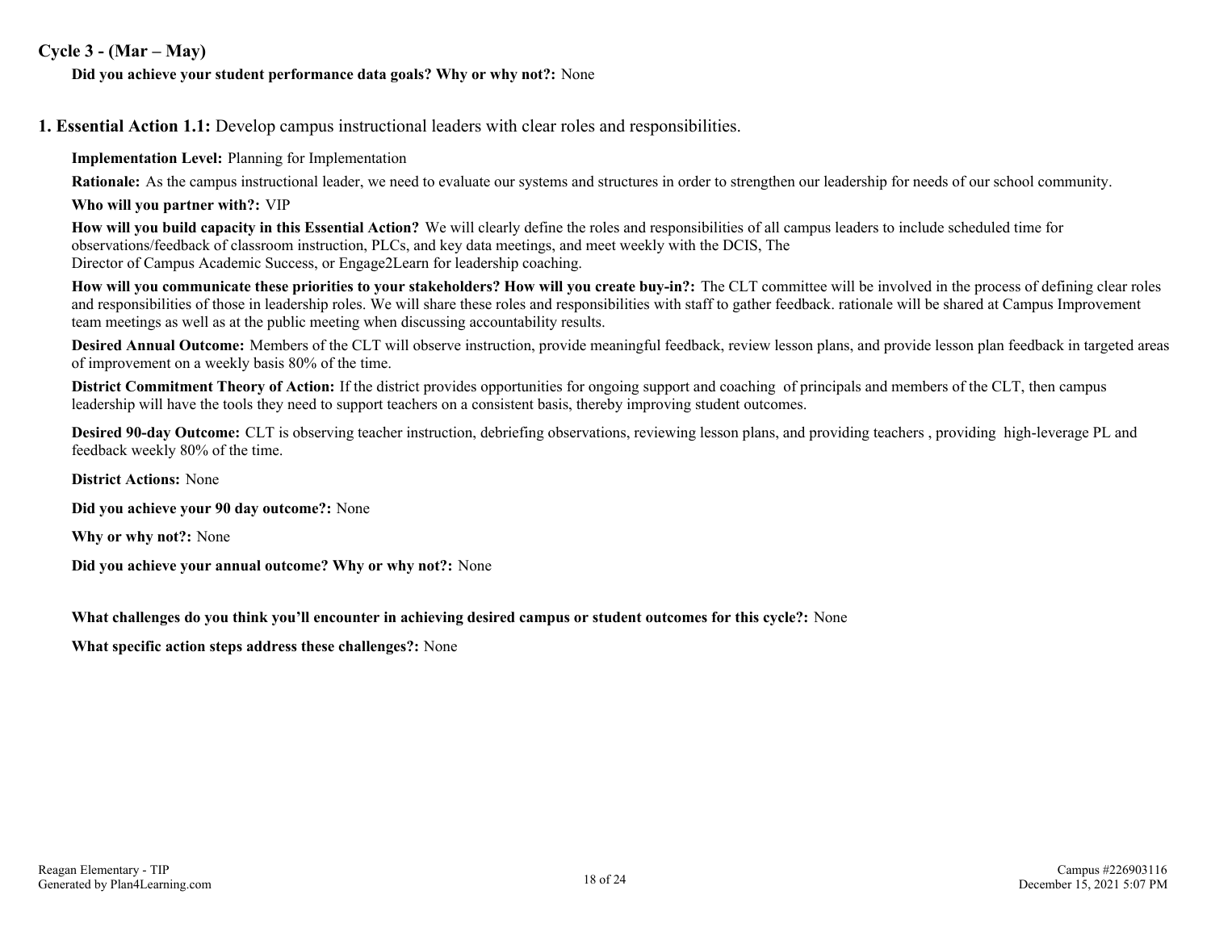## Cycle 3 - (Mar – May)

**Did you achieve your student performance data goals? Why or why not?:** None

### 1. Essential Action 1.1: Develop campus instructional leaders with clear roles and responsibilities.

**Implementation Level:** Planning for Implementation

**Rationale:** As the campus instructional leader, we need to evaluate our systems and structures in order to strengthen our leadership for needs of our school community.

**Who will you partner with?:** VIP

**How will you build capacity in this Essential Action?** We will clearly define the roles and responsibilities of all campus leaders to include scheduled time for observations/feedback of classroom instruction, PLCs, and key data meetings, and meet weekly with the DCIS, The Director of Campus Academic Success, or Engage2Learn for leadership coaching.

**How will you communicate these priorities to your stakeholders? How will you create buy-in?:** The CLT committee will be involved in the process of defining clear roles and responsibilities of those in leadership roles. We will share these roles and responsibilities with staff to gather feedback. rationale will be shared at Campus Improvement team meetings as well as at the public meeting when discussing accountability results.

**Desired Annual Outcome:** Members of the CLT will observe instruction, provide meaningful feedback, review lesson plans, and provide lesson plan feedback in targeted areas of improvement on a weekly basis 80% of the time.

**District Commitment Theory of Action:** If the district provides opportunities for ongoing support and coaching of principals and members of the CLT, then campus leadership will have the tools they need to support teachers on a consistent basis, thereby improving student outcomes.

**Desired 90-day Outcome:** CLT is observing teacher instruction, debriefing observations, reviewing lesson plans, and providing teachers , providing high-leverage PL and feedback weekly 80% of the time.

**District Actions:** None

**Did you achieve your 90 day outcome?:** None

**Why or why not?:** None

**Did you achieve your annual outcome? Why or why not?:** None

**What challenges do you think you'll encounter in achieving desired campus or student outcomes for this cycle?:** None

**What specific action steps address these challenges?:** None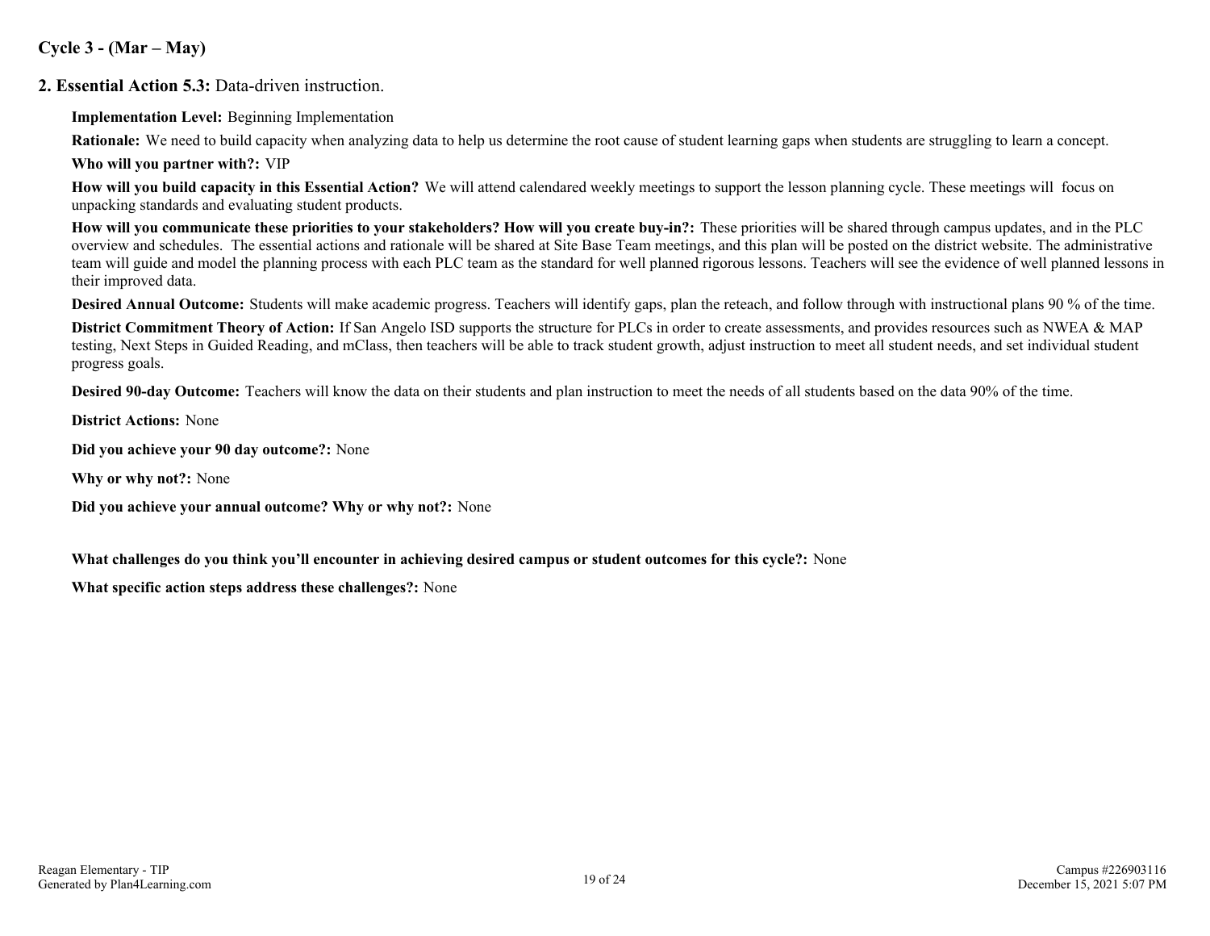**Cycle 3 - (Mar – May)**

**2. Essential Action 5.3:** Data-driven instruction.

**Implementation Level:** Beginning Implementation

**Rationale:** We need to build capacity when analyzing data to help us determine the root cause of student learning gaps when students are struggling to learn a concept.

**Who will you partner with?:** VIP

**How will you build capacity in this Essential Action?** We will attend calendared weekly meetings to support the lesson planning cycle. These meetings will focus on unpacking standards and evaluating student products.

**How will you communicate these priorities to your stakeholders? How will you create buy-in?:** These priorities will be shared through campus updates, and in the PLC overview and schedules. The essential actions and rationale will be shared at Site Base Team meetings, and this plan will be posted on the district website. The administrative team will guide and model the planning process with each PLC team as the standard for well planned rigorous lessons. Teachers will see the evidence of well planned lessons in their improved data.

**Desired Annual Outcome:** Students will make academic progress. Teachers will identify gaps, plan the reteach, and follow through with instructional plans 90 % of the time.

**District Commitment Theory of Action:** If San Angelo ISD supports the structure for PLCs in order to create assessments, and provides resources such as NWEA & MAP testing, Next Steps in Guided Reading, and mClass, then teachers will be able to track student growth, adjust instruction to meet all student needs, and set individual student progress goals.

**Desired 90-day Outcome:** Teachers will know the data on their students and plan instruction to meet the needs of all students based on the data 90% of the time.

**District Actions:** None

**Did you achieve your 90 day outcome?:** None

**Why or why not?:** None

**Did you achieve your annual outcome? Why or why not?:** None

**What challenges do you think you'll encounter in achieving desired campus or student outcomes for this cycle?:** None

**What specific action steps address these challenges?:** None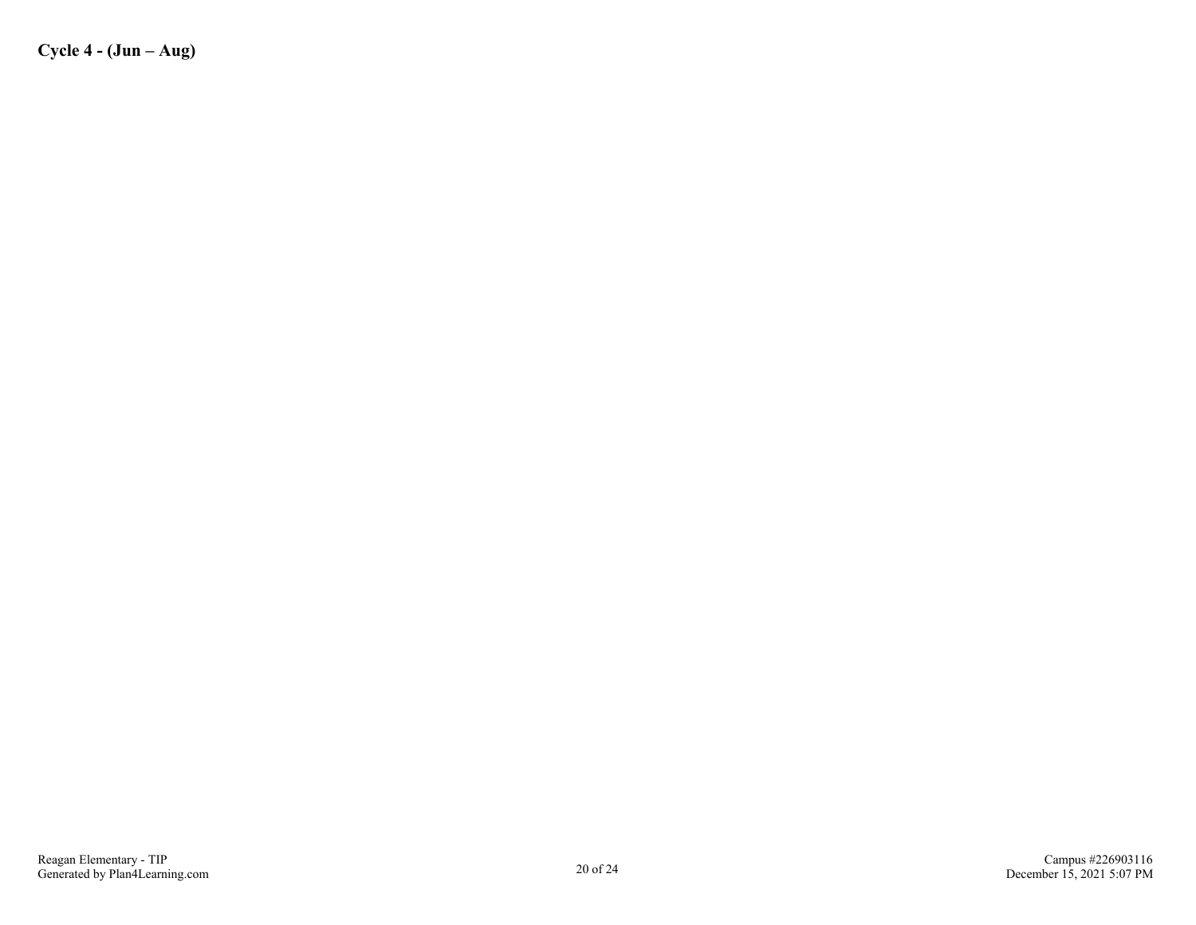**Cycle 4 - (Jun – Aug)**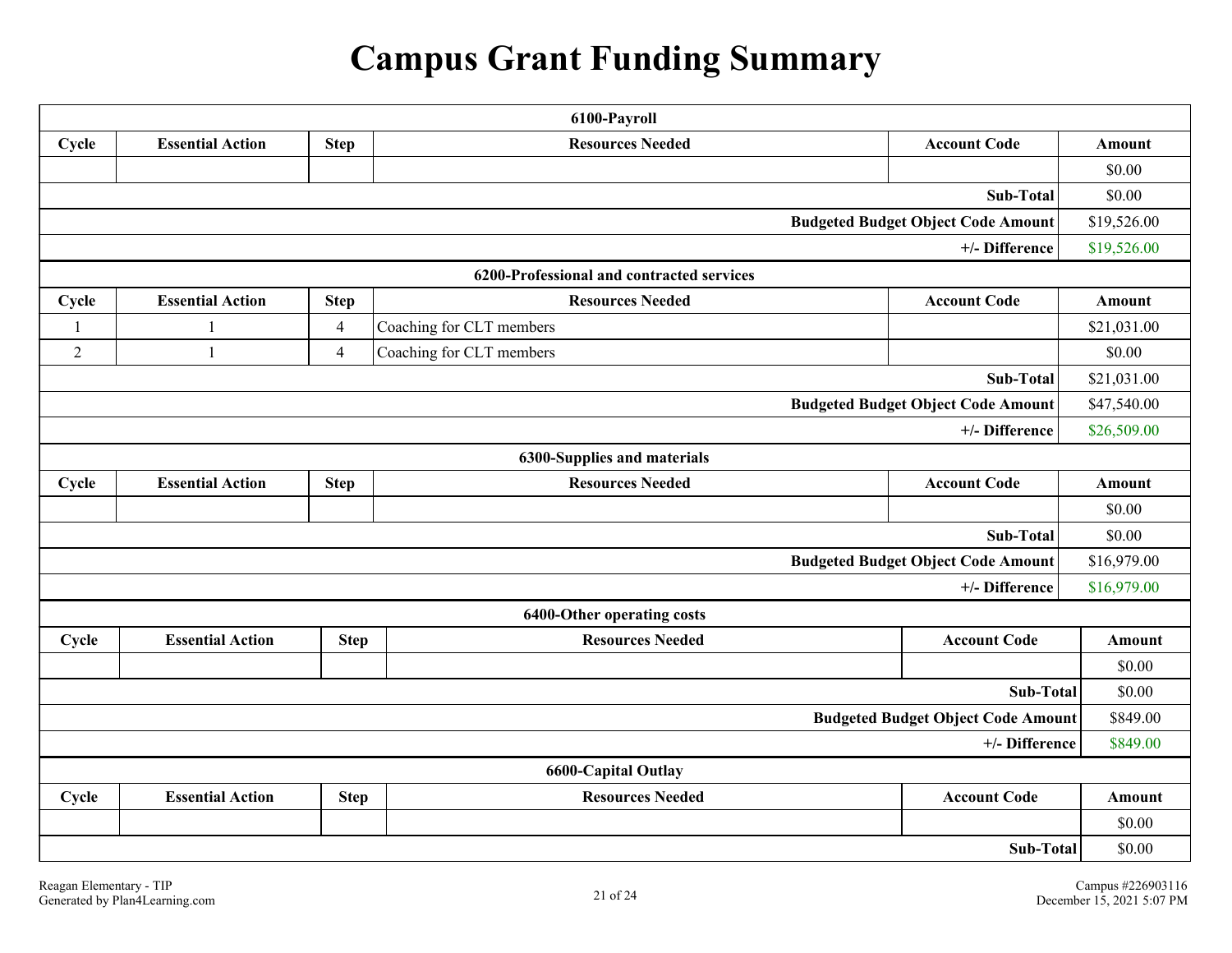# Campus Grant Funding Summary

| 6100-Payroll | | | | | |
|---|---|---|---|---|---|
| **Cycle** | **Essential Action** | **Step** | **Resources Needed** | **Account Code** | **Amount** |
| | | | | | $0.00 |
| | | | | **Sub-Total** | $0.00 |
| | | | | **Budgeted Budget Object Code Amount** | $19,526.00 |
| | | | | **+/- Difference** | $19,526.00 |

| 6200-Professional and contracted services | | | | | |
|---|---|---|---|---|---|
| **Cycle** | **Essential Action** | **Step** | **Resources Needed** | **Account Code** | **Amount** |
| 1 | 1 | 4 | Coaching for CLT members | | $21,031.00 |
| 2 | 1 | 4 | Coaching for CLT members | | $0.00 |
| | | | | **Sub-Total** | $21,031.00 |
| | | | | **Budgeted Budget Object Code Amount** | $47,540.00 |
| | | | | **+/- Difference** | $26,509.00 |

| 6300-Supplies and materials | | | | | |
|---|---|---|---|---|---|
| **Cycle** | **Essential Action** | **Step** | **Resources Needed** | **Account Code** | **Amount** |
| | | | | | $0.00 |
| | | | | **Sub-Total** | $0.00 |
| | | | | **Budgeted Budget Object Code Amount** | $16,979.00 |
| | | | | **+/- Difference** | $16,979.00 |

| 6400-Other operating costs | | | | | |
|---|---|---|---|---|---|
| **Cycle** | **Essential Action** | **Step** | **Resources Needed** | **Account Code** | **Amount** |
| | | | | | $0.00 |
| | | | | **Sub-Total** | $0.00 |
| | | | | **Budgeted Budget Object Code Amount** | $849.00 |
| | | | | **+/- Difference** | $849.00 |

| 6600-Capital Outlay | | | | | |
|---|---|---|---|---|---|
| **Cycle** | **Essential Action** | **Step** | **Resources Needed** | **Account Code** | **Amount** |
| | | | | | $0.00 |
| | | | | **Sub-Total** | $0.00 |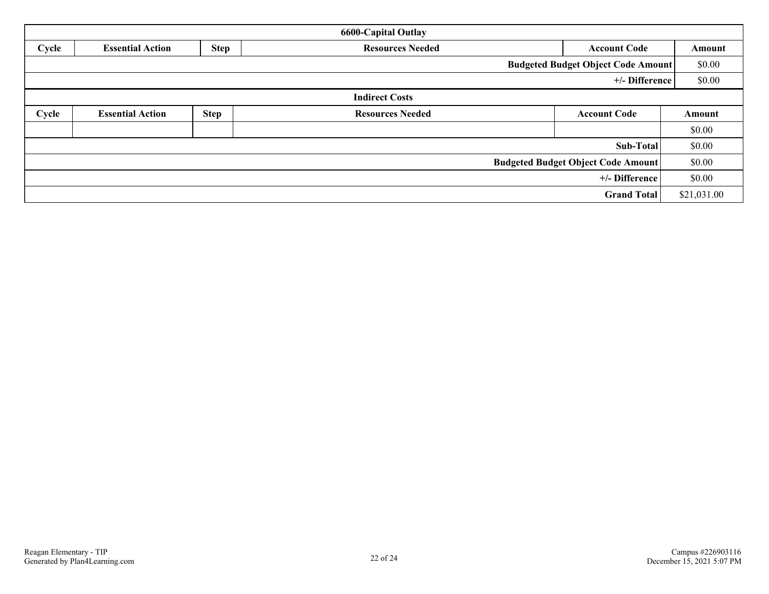| 6600-Capital Outlay | | | | | |
|---|---|---|---|---|---|
| **Cycle** | **Essential Action** | **Step** | **Resources Needed** | **Account Code** | **Amount** |
| | | | | **Budgeted Budget Object Code Amount** | $0.00 |
| | | | | **+/- Difference** | $0.00 |

| Indirect Costs | | | | | |
|---|---|---|---|---|---|
| **Cycle** | **Essential Action** | **Step** | **Resources Needed** | **Account Code** | **Amount** |
| | | | | | $0.00 |
| | | | | **Sub-Total** | $0.00 |
| | | | | **Budgeted Budget Object Code Amount** | $0.00 |
| | | | | **+/- Difference** | $0.00 |
| | | | | **Grand Total** | $21,031.00 |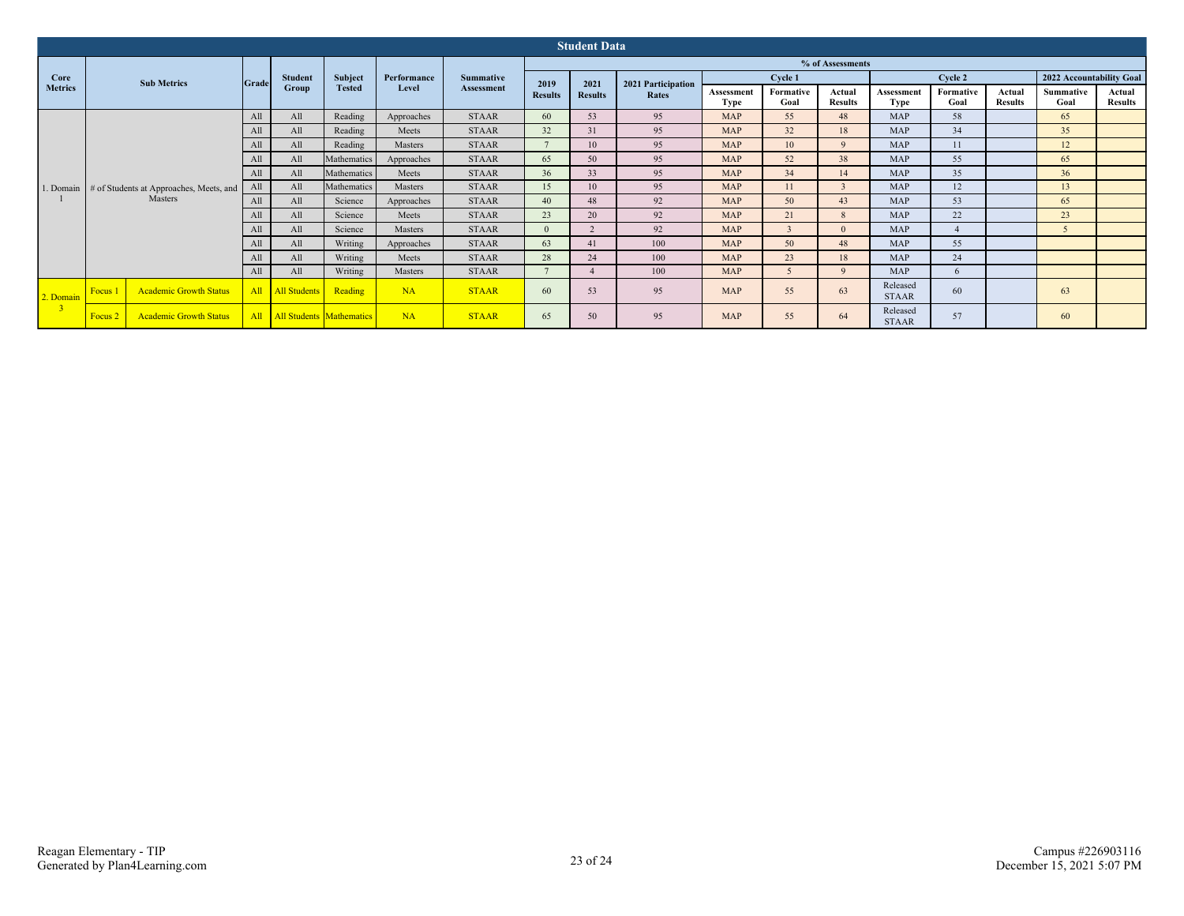## Student Data

| Core Metrics | Sub Metrics | | Grade | Student Group | Subject Tested | Performance Level | Summative Assessment | 2019 Results | 2021 Results | 2021 Participation Rates | Cycle 1 | | | Cycle 2 | | | 2022 Accountability Goal | |
|---|---|---|---|---|---|---|---|---|---|---|---|---|---|---|---|---|---|---|
| | | | | | | | | | | | Assessment Type | Formative Goal | Actual Results | Assessment Type | Formative Goal | Actual Results | Summative Goal | Actual Results |
| 1. Domain 1 | # of Students at Approaches, Meets, and Masters | | All | All | Reading | Approaches | STAAR | 60 | 53 | 95 | MAP | 55 | 48 | MAP | 58 | | 65 | |
| | | | All | All | Reading | Meets | STAAR | 32 | 31 | 95 | MAP | 32 | 18 | MAP | 34 | | 35 | |
| | | | All | All | Reading | Masters | STAAR | 7 | 10 | 95 | MAP | 10 | 9 | MAP | 11 | | 12 | |
| | | | All | All | Mathematics | Approaches | STAAR | 65 | 50 | 95 | MAP | 52 | 38 | MAP | 55 | | 65 | |
| | | | All | All | Mathematics | Meets | STAAR | 36 | 33 | 95 | MAP | 34 | 14 | MAP | 35 | | 36 | |
| | | | All | All | Mathematics | Masters | STAAR | 15 | 10 | 95 | MAP | 11 | 3 | MAP | 12 | | 13 | |
| | | | All | All | Science | Approaches | STAAR | 40 | 48 | 92 | MAP | 50 | 43 | MAP | 53 | | 65 | |
| | | | All | All | Science | Meets | STAAR | 23 | 20 | 92 | MAP | 21 | 8 | MAP | 22 | | 23 | |
| | | | All | All | Science | Masters | STAAR | 0 | 2 | 92 | MAP | 3 | 0 | MAP | 4 | | 5 | |
| | | | All | All | Writing | Approaches | STAAR | 63 | 41 | 100 | MAP | 50 | 48 | MAP | 55 | | | |
| | | | All | All | Writing | Meets | STAAR | 28 | 24 | 100 | MAP | 23 | 18 | MAP | 24 | | | |
| | | | All | All | Writing | Masters | STAAR | 7 | 4 | 100 | MAP | 5 | 9 | MAP | 6 | | | |
| 2. Domain 3 | Focus 1 | Academic Growth Status | All | All Students | Reading | NA | STAAR | 60 | 53 | 95 | MAP | 55 | 63 | Released STAAR | 60 | | 63 | |
| | Focus 2 | Academic Growth Status | All | All Students | Mathematics | NA | STAAR | 65 | 50 | 95 | MAP | 55 | 64 | Released STAAR | 57 | | 60 | |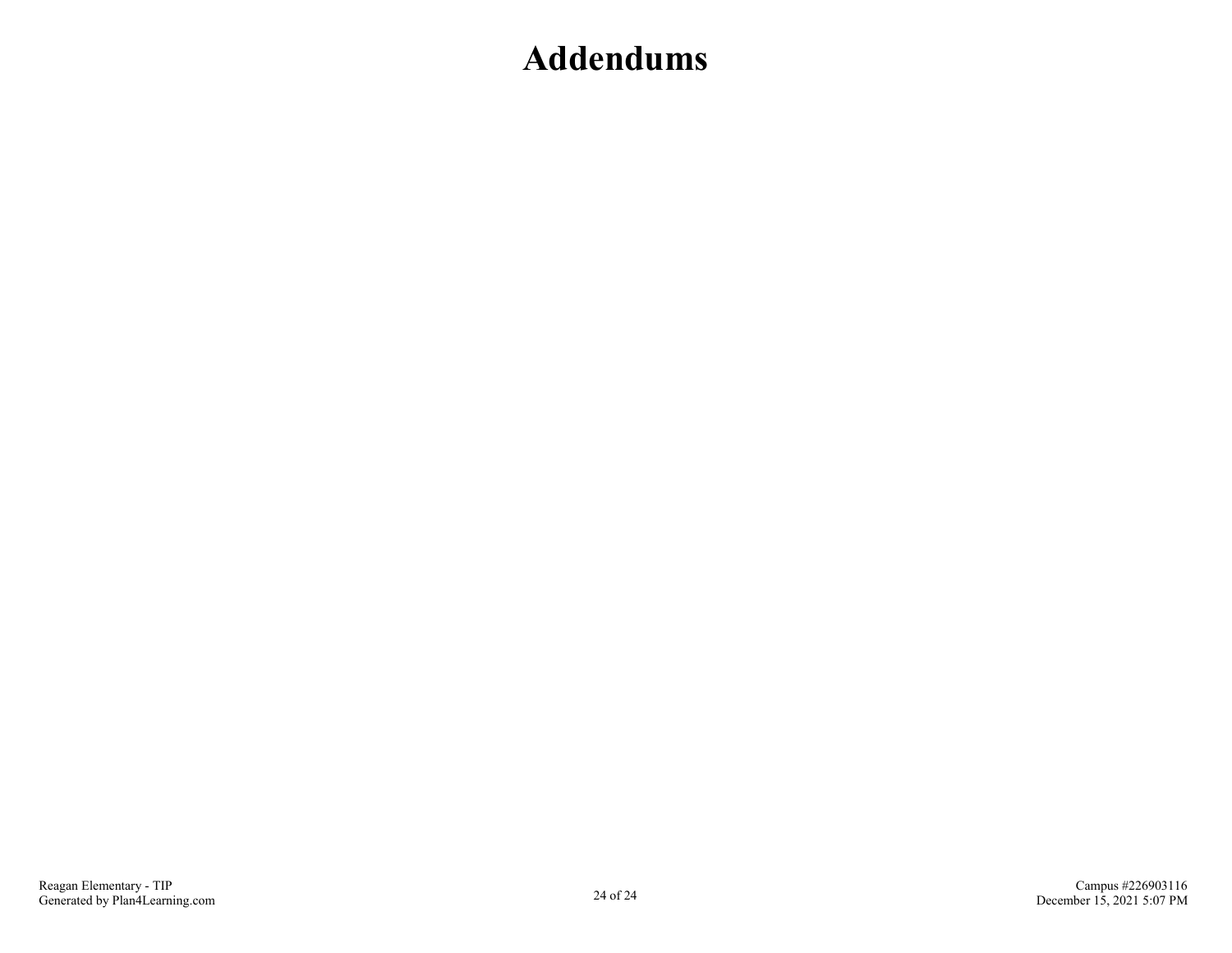# Addendums